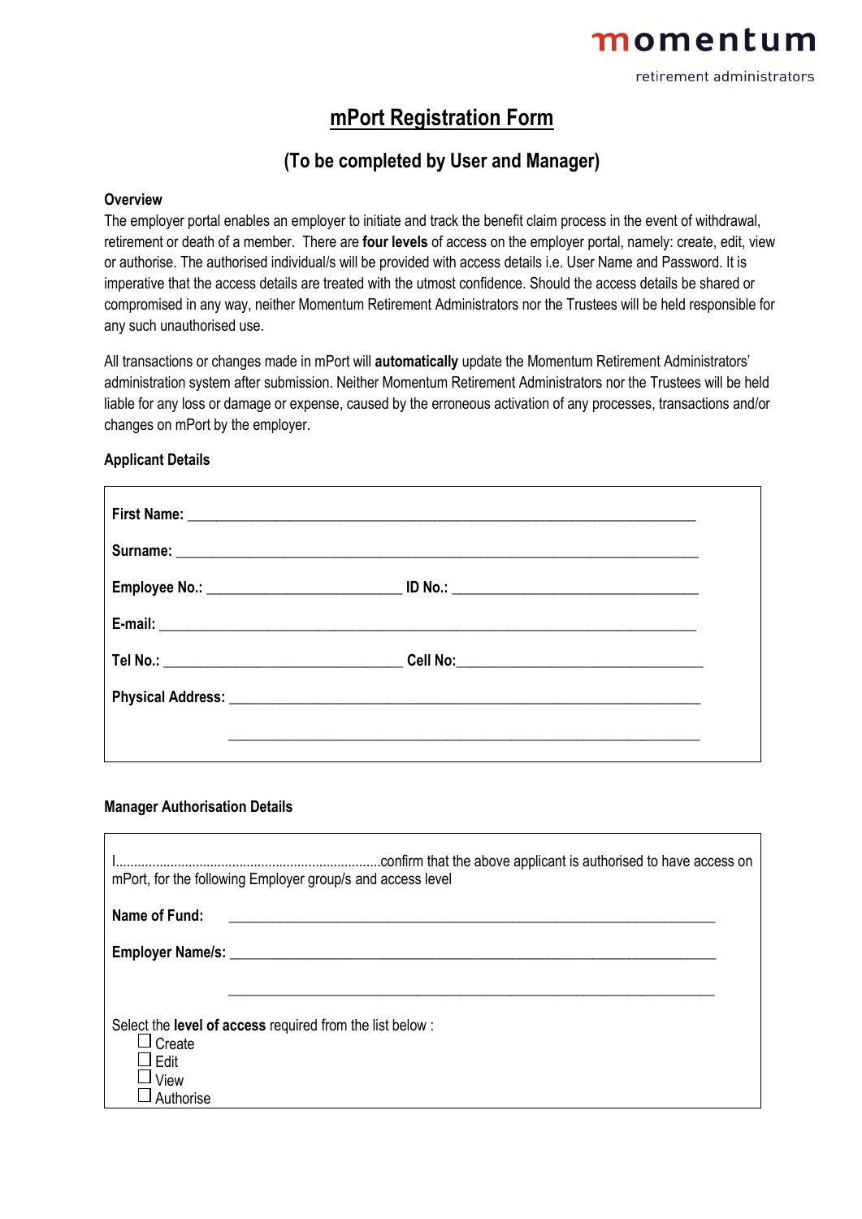momentum

retirement administrators

# mPort Registration Form

## (To be completed by User and Manager)

**Overview**

The employer portal enables an employer to initiate and track the benefit claim process in the event of withdrawal, retirement or death of a member. There are **four levels** of access on the employer portal, namely: create, edit, view or authorise. The authorised individual/s will be provided with access details i.e. User Name and Password. It is imperative that the access details are treated with the utmost confidence. Should the access details be shared or compromised in any way, neither Momentum Retirement Administrators nor the Trustees will be held responsible for any such unauthorised use.

All transactions or changes made in mPort will **automatically** update the Momentum Retirement Administrators' administration system after submission. Neither Momentum Retirement Administrators nor the Trustees will be held liable for any loss or damage or expense, caused by the erroneous activation of any processes, transactions and/or changes on mPort by the employer.

**Applicant Details**

**First Name:** ______________________________________________________________

**Surname:** ________________________________________________________________

**Employee No.:** ______________________ **ID No.:** ____________________________

**E-mail:** __________________________________________________________________

**Tel No.:** ___________________________ **Cell No:**____________________________

**Physical Address:** ___________________________________________________________

______________________________________________________________

**Manager Authorisation Details**

I........................................................................confirm that the above applicant is authorised to have access on mPort, for the following Employer group/s and access level

**Name of Fund:** ______________________________________________________________

**Employer Name/s:** ___________________________________________________________

______________________________________________________________

Select the **level of access** required from the list below :

- ☐ Create
- ☐ Edit
- ☐ View
- ☐ Authorise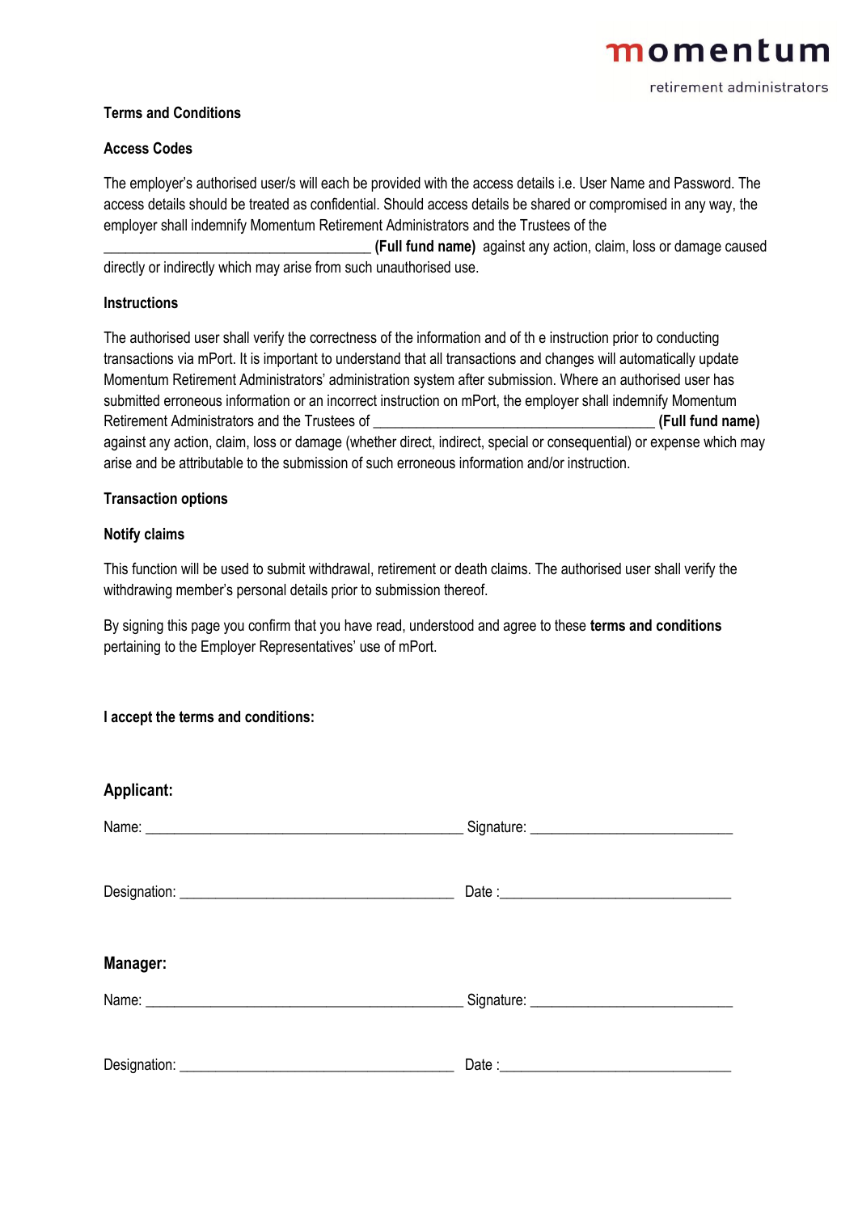momentum
retirement administrators

**Terms and Conditions**

**Access Codes**

The employer's authorised user/s will each be provided with the access details i.e. User Name and Password. The access details should be treated as confidential. Should access details be shared or compromised in any way, the employer shall indemnify Momentum Retirement Administrators and the Trustees of the ____________________________________ **(Full fund name)** against any action, claim, loss or damage caused directly or indirectly which may arise from such unauthorised use.

**Instructions**

The authorised user shall verify the correctness of the information and of th e instruction prior to conducting transactions via mPort. It is important to understand that all transactions and changes will automatically update Momentum Retirement Administrators' administration system after submission. Where an authorised user has submitted erroneous information or an incorrect instruction on mPort, the employer shall indemnify Momentum Retirement Administrators and the Trustees of ______________________________________ **(Full fund name)** against any action, claim, loss or damage (whether direct, indirect, special or consequential) or expense which may arise and be attributable to the submission of such erroneous information and/or instruction.

**Transaction options**

**Notify claims**

This function will be used to submit withdrawal, retirement or death claims. The authorised user shall verify the withdrawing member's personal details prior to submission thereof.

By signing this page you confirm that you have read, understood and agree to these **terms and conditions** pertaining to the Employer Representatives' use of mPort.

**I accept the terms and conditions:**

**Applicant:**

Name: ____________________________________________ Signature: ___________________________

Designation: _____________________________________ Date :_______________________________

**Manager:**

Name: ____________________________________________ Signature: ___________________________

Designation: _____________________________________ Date :_______________________________